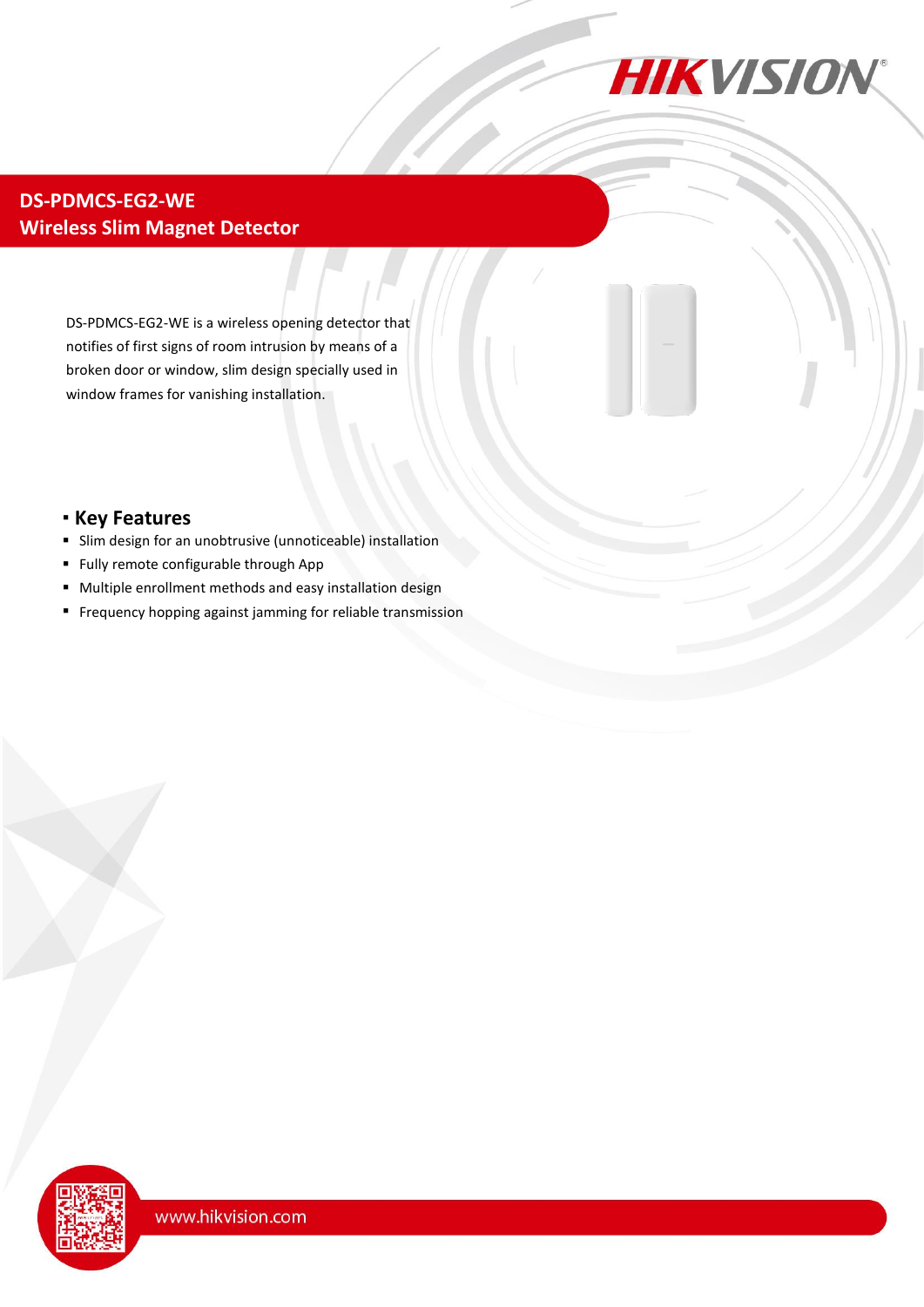# DS-PDMCS-EG2-WE
## Wireless Slim Magnet Detector

DS-PDMCS-EG2-WE is a wireless opening detector that notifies of first signs of room intrusion by means of a broken door or window, slim design specially used in window frames for vanishing installation.

## Key Features

- Slim design for an unobtrusive (unnoticeable) installation
- Fully remote configurable through App
- Multiple enrollment methods and easy installation design
- Frequency hopping against jamming for reliable transmission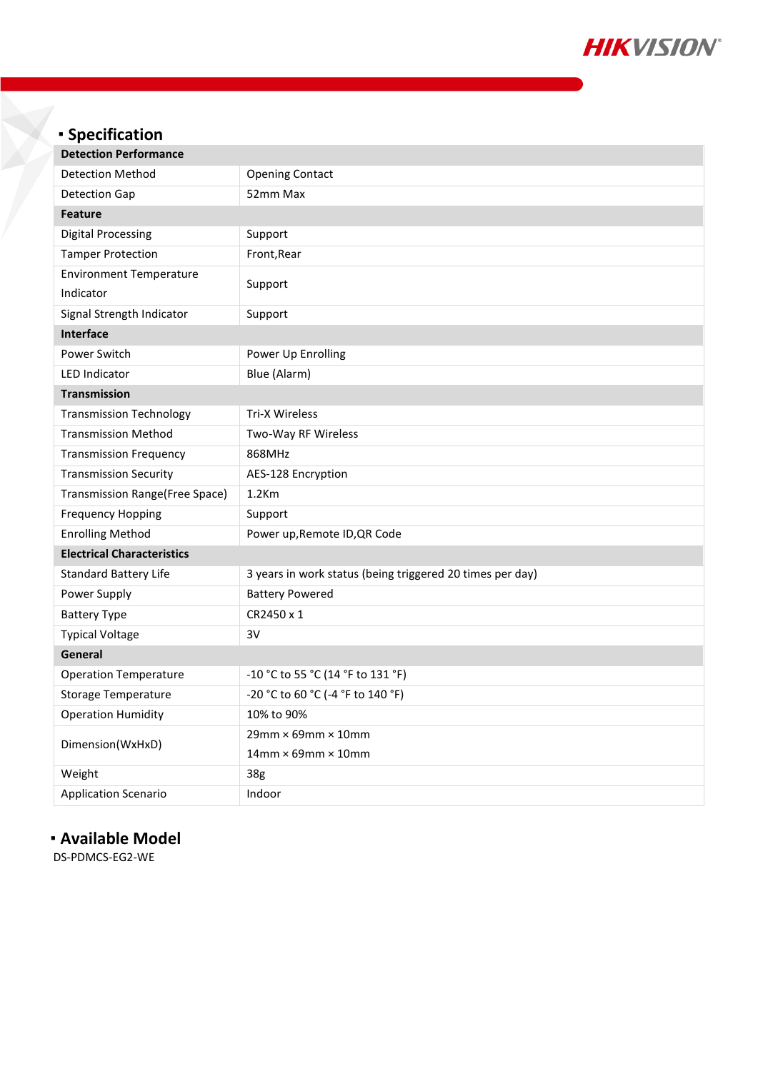## Specification

| Detection Performance | |
|---|---|
| Detection Method | Opening Contact |
| Detection Gap | 52mm Max |
| **Feature** | |
| Digital Processing | Support |
| Tamper Protection | Front,Rear |
| Environment Temperature Indicator | Support |
| Signal Strength Indicator | Support |
| **Interface** | |
| Power Switch | Power Up Enrolling |
| LED Indicator | Blue (Alarm) |
| **Transmission** | |
| Transmission Technology | Tri-X Wireless |
| Transmission Method | Two-Way RF Wireless |
| Transmission Frequency | 868MHz |
| Transmission Security | AES-128 Encryption |
| Transmission Range(Free Space) | 1.2Km |
| Frequency Hopping | Support |
| Enrolling Method | Power up,Remote ID,QR Code |
| **Electrical Characteristics** | |
| Standard Battery Life | 3 years in work status (being triggered 20 times per day) |
| Power Supply | Battery Powered |
| Battery Type | CR2450 x 1 |
| Typical Voltage | 3V |
| **General** | |
| Operation Temperature | -10 °C to 55 °C (14 °F to 131 °F) |
| Storage Temperature | -20 °C to 60 °C (-4 °F to 140 °F) |
| Operation Humidity | 10% to 90% |
| Dimension(WxHxD) | 29mm × 69mm × 10mm<br>14mm × 69mm × 10mm |
| Weight | 38g |
| Application Scenario | Indoor |

## Available Model

DS-PDMCS-EG2-WE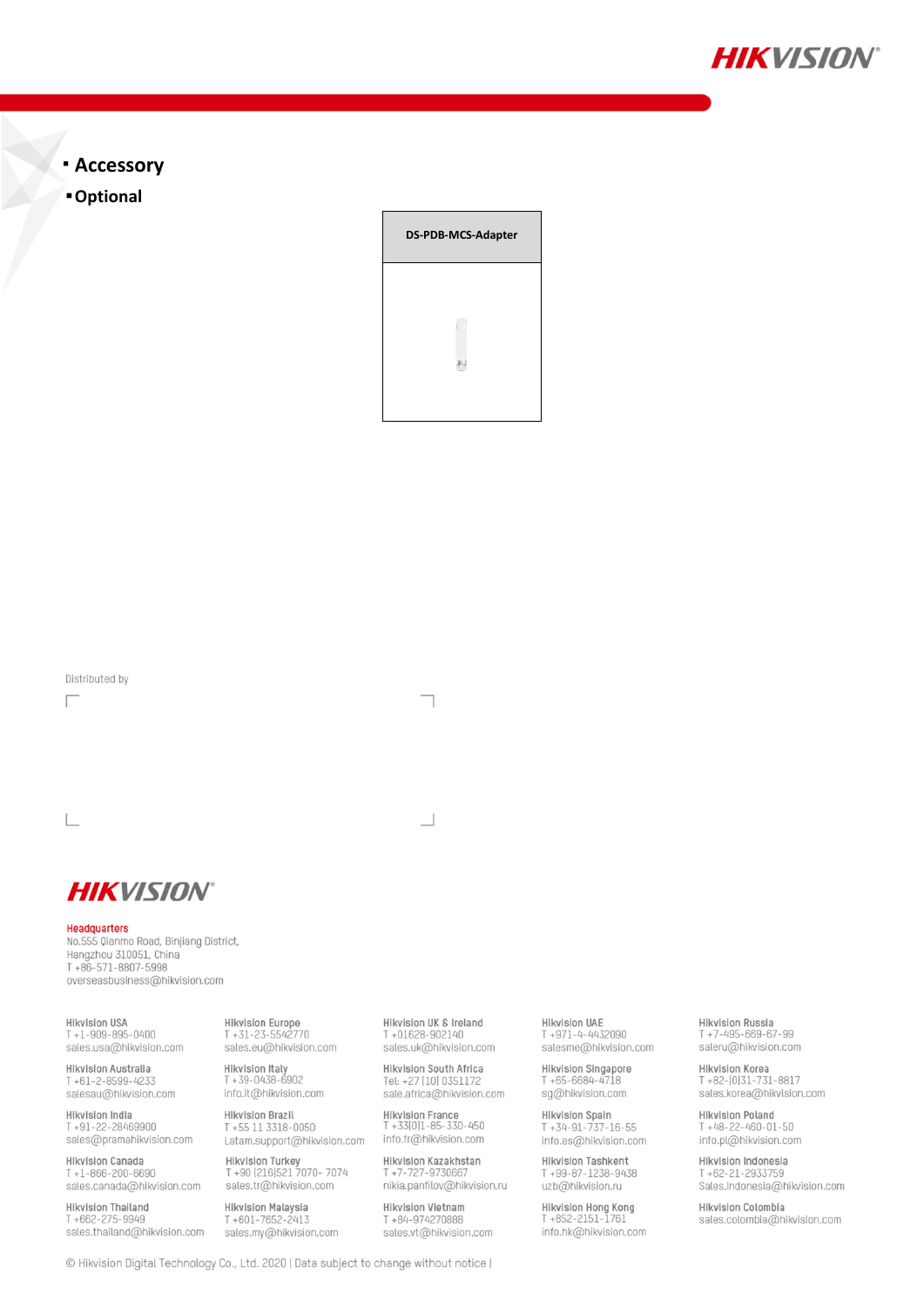## Accessory

### Optional

| DS-PDB-MCS-Adapter |
|---|
| |

Distributed by

**HIKVISION**

**Headquarters**
No.555 Qianmo Road, Binjiang District,
Hangzhou 310051, China
T +86-571-8807-5998
overseasbusiness@hikvision.com

**Hikvision USA**
T +1-909-895-0400
sales.usa@hikvision.com

**Hikvision Australia**
T +61-2-8599-4233
salesau@hikvision.com

**Hikvision India**
T +91-22-28469900
sales@pramahikvision.com

**Hikvision Canada**
T +1-866-200-6690
sales.canada@hikvision.com

**Hikvision Thailand**
T +662-275-9949
sales.thailand@hikvision.com

**Hikvision Europe**
T +31-23-5542770
sales.eu@hikvision.com

**Hikvision Italy**
T +39-0438-6902
info.it@hikvision.com

**Hikvision Brazil**
T +55 11 3318-0050
Latam.support@hikvision.com

**Hikvision Turkey**
T +90 (216)521 7070- 7074
sales.tr@hikvision.com

**Hikvision Malaysia**
T +601-7652-2413
sales.my@hikvision.com

**Hikvision UK & Ireland**
T +01628-902140
sales.uk@hikvision.com

**Hikvision South Africa**
Tel: +27 (10) 0351172
sale.africa@hikvision.com

**Hikvision France**
T +33(0)1-85-330-450
info.fr@hikvision.com

**Hikvision Kazakhstan**
T +7-727-9730667
nikia.panfilov@hikvision.ru

**Hikvision Vietnam**
T +84-974270888
sales.vt@hikvision.com

**Hikvision UAE**
T +971-4-4432090
salesme@hikvision.com

**Hikvision Singapore**
T +65-6684-4718
sg@hikvision.com

**Hikvision Spain**
T +34-91-737-16-55
info.es@hikvision.com

**Hikvision Tashkent**
T +99-87-1238-9438
uzb@hikvision.ru

**Hikvision Hong Kong**
T +852-2151-1761
info.hk@hikvision.com

**Hikvision Russia**
T +7-495-669-67-99
saleru@hikvision.com

**Hikvision Korea**
T +82-(0)31-731-8817
sales.korea@hikvision.com

**Hikvision Poland**
T +48-22-460-01-50
info.pl@hikvision.com

**Hikvision Indonesia**
T +62-21-2933759
Sales.indonesia@hikvision.com

**Hikvision Colombia**
sales.colombia@hikvision.com

© Hikvision Digital Technology Co., Ltd. 2020 | Data subject to change without notice |